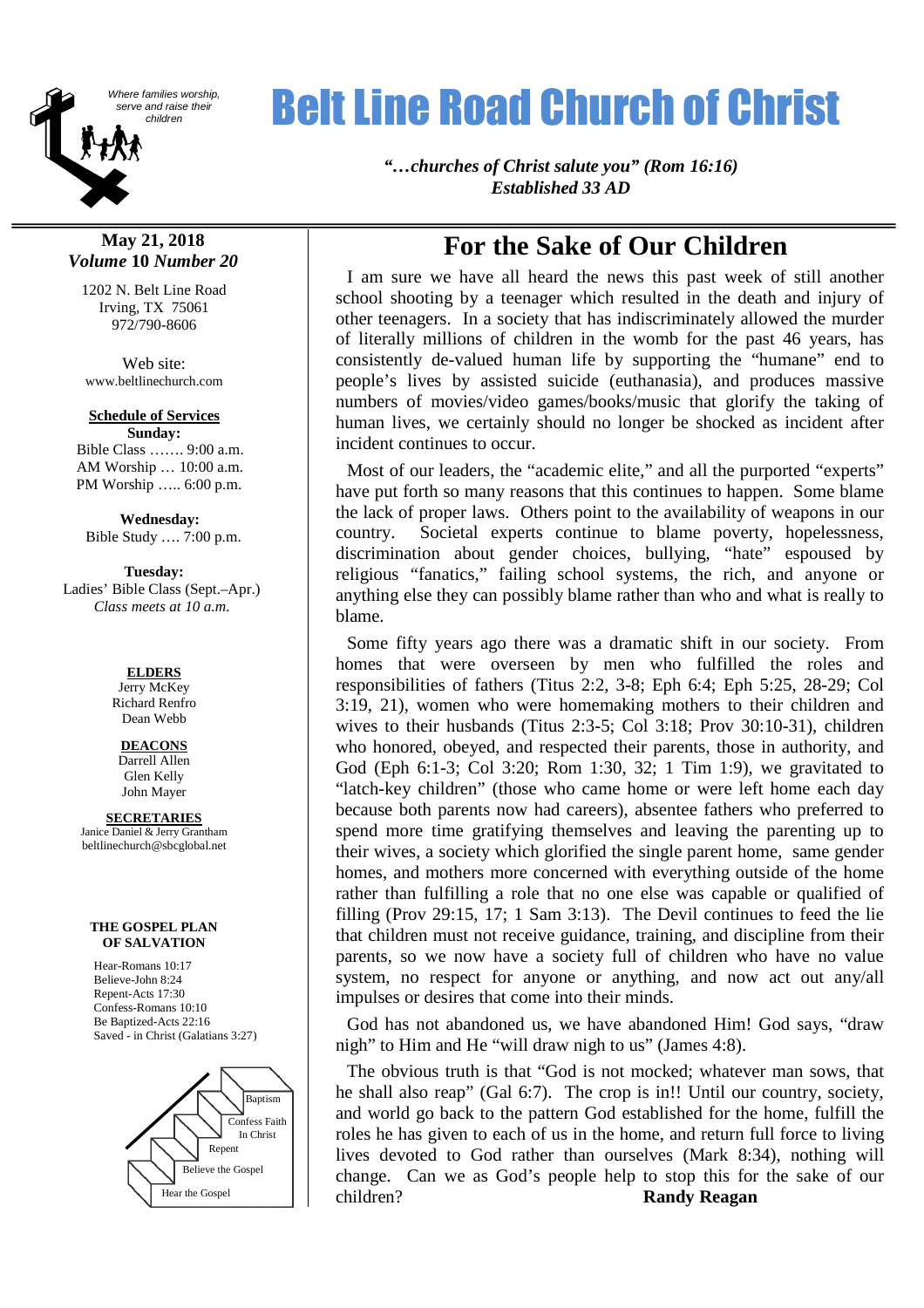Where families worship, serve and raise their children

# Belt Line Road Church of Christ

***"…churches of Christ salute you" (Rom 16:16)***
***Established 33 AD***

**May 21, 2018**
***Volume* 10 *Number 20***

1202 N. Belt Line Road
Irving, TX 75061
972/790-8606

Web site:
www.beltlinechurch.com

**Schedule of Services**

**Sunday:**
Bible Class ……. 9:00 a.m.
AM Worship … 10:00 a.m.
PM Worship ….. 6:00 p.m.

**Wednesday:**
Bible Study …. 7:00 p.m.

**Tuesday:**
Ladies' Bible Class (Sept.–Apr.)
*Class meets at 10 a.m.*

**ELDERS**
Jerry McKey
Richard Renfro
Dean Webb

**DEACONS**
Darrell Allen
Glen Kelly
John Mayer

**SECRETARIES**
Janice Daniel & Jerry Grantham
beltlinechurch@sbcglobal.net

**THE GOSPEL PLAN OF SALVATION**

Hear-Romans 10:17
Believe-John 8:24
Repent-Acts 17:30
Confess-Romans 10:10
Be Baptized-Acts 22:16
Saved - in Christ (Galatians 3:27)

Hear the Gospel → Believe the Gospel → Repent → Confess Faith In Christ → Baptism

## For the Sake of Our Children

I am sure we have all heard the news this past week of still another school shooting by a teenager which resulted in the death and injury of other teenagers. In a society that has indiscriminately allowed the murder of literally millions of children in the womb for the past 46 years, has consistently de-valued human life by supporting the "humane" end to people's lives by assisted suicide (euthanasia), and produces massive numbers of movies/video games/books/music that glorify the taking of human lives, we certainly should no longer be shocked as incident after incident continues to occur.

Most of our leaders, the "academic elite," and all the purported "experts" have put forth so many reasons that this continues to happen. Some blame the lack of proper laws. Others point to the availability of weapons in our country. Societal experts continue to blame poverty, hopelessness, discrimination about gender choices, bullying, "hate" espoused by religious "fanatics," failing school systems, the rich, and anyone or anything else they can possibly blame rather than who and what is really to blame.

Some fifty years ago there was a dramatic shift in our society. From homes that were overseen by men who fulfilled the roles and responsibilities of fathers (Titus 2:2, 3-8; Eph 6:4; Eph 5:25, 28-29; Col 3:19, 21), women who were homemaking mothers to their children and wives to their husbands (Titus 2:3-5; Col 3:18; Prov 30:10-31), children who honored, obeyed, and respected their parents, those in authority, and God (Eph 6:1-3; Col 3:20; Rom 1:30, 32; 1 Tim 1:9), we gravitated to "latch-key children" (those who came home or were left home each day because both parents now had careers), absentee fathers who preferred to spend more time gratifying themselves and leaving the parenting up to their wives, a society which glorified the single parent home, same gender homes, and mothers more concerned with everything outside of the home rather than fulfilling a role that no one else was capable or qualified of filling (Prov 29:15, 17; 1 Sam 3:13). The Devil continues to feed the lie that children must not receive guidance, training, and discipline from their parents, so we now have a society full of children who have no value system, no respect for anyone or anything, and now act out any/all impulses or desires that come into their minds.

God has not abandoned us, we have abandoned Him! God says, "draw nigh" to Him and He "will draw nigh to us" (James 4:8).

The obvious truth is that "God is not mocked; whatever man sows, that he shall also reap" (Gal 6:7). The crop is in!! Until our country, society, and world go back to the pattern God established for the home, fulfill the roles he has given to each of us in the home, and return full force to living lives devoted to God rather than ourselves (Mark 8:34), nothing will change. Can we as God's people help to stop this for the sake of our children?

**Randy Reagan**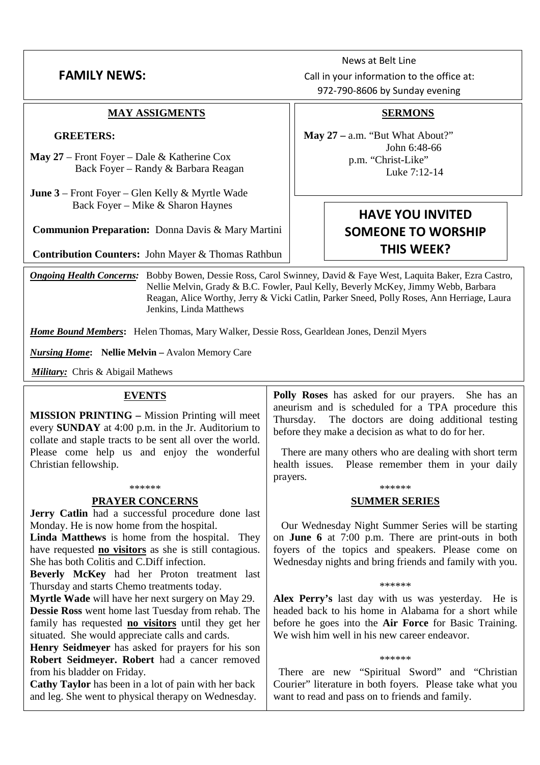## FAMILY NEWS:

News at Belt Line

Call in your information to the office at:

972-790-8606 by Sunday evening

### MAY ASSIGMENTS

**GREETERS:**

**May 27** – Front Foyer – Dale & Katherine Cox
Back Foyer – Randy & Barbara Reagan

**June 3** – Front Foyer – Glen Kelly & Myrtle Wade
Back Foyer – Mike & Sharon Haynes

**Communion Preparation:** Donna Davis & Mary Martini

**Contribution Counters:** John Mayer & Thomas Rathbun

### SERMONS

**May 27 –** a.m. "But What About?"
John 6:48-66
p.m. "Christ-Like"
Luke 7:12-14

### HAVE YOU INVITED SOMEONE TO WORSHIP THIS WEEK?

***Ongoing Health Concerns:*** Bobby Bowen, Dessie Ross, Carol Swinney, David & Faye West, Laquita Baker, Ezra Castro, Nellie Melvin, Grady & B.C. Fowler, Paul Kelly, Beverly McKey, Jimmy Webb, Barbara Reagan, Alice Worthy, Jerry & Vicki Catlin, Parker Sneed, Polly Roses, Ann Herriage, Laura Jenkins, Linda Matthews

***Home Bound Members*:** Helen Thomas, Mary Walker, Dessie Ross, Gearldean Jones, Denzil Myers

***Nursing Home*:** **Nellie Melvin –** Avalon Memory Care

***Military:*** Chris & Abigail Mathews

### EVENTS

**MISSION PRINTING –** Mission Printing will meet every **SUNDAY** at 4:00 p.m. in the Jr. Auditorium to collate and staple tracts to be sent all over the world. Please come help us and enjoy the wonderful Christian fellowship.

******

### PRAYER CONCERNS

**Jerry Catlin** had a successful procedure done last Monday. He is now home from the hospital.

**Linda Matthews** is home from the hospital. They have requested **no visitors** as she is still contagious. She has both Colitis and C.Diff infection.

**Beverly McKey** had her Proton treatment last Thursday and starts Chemo treatments today.

**Myrtle Wade** will have her next surgery on May 29.

**Dessie Ross** went home last Tuesday from rehab. The family has requested **no visitors** until they get her situated. She would appreciate calls and cards.

**Henry Seidmeyer** has asked for prayers for his son **Robert Seidmeyer. Robert** had a cancer removed from his bladder on Friday.

**Cathy Taylor** has been in a lot of pain with her back and leg. She went to physical therapy on Wednesday.

**Polly Roses** has asked for our prayers. She has an aneurism and is scheduled for a TPA procedure this Thursday. The doctors are doing additional testing before they make a decision as what to do for her.

There are many others who are dealing with short term health issues. Please remember them in your daily prayers.

******

### SUMMER SERIES

Our Wednesday Night Summer Series will be starting on **June 6** at 7:00 p.m. There are print-outs in both foyers of the topics and speakers. Please come on Wednesday nights and bring friends and family with you.

******

**Alex Perry's** last day with us was yesterday. He is headed back to his home in Alabama for a short while before he goes into the **Air Force** for Basic Training. We wish him well in his new career endeavor.

******

There are new "Spiritual Sword" and "Christian Courier" literature in both foyers. Please take what you want to read and pass on to friends and family.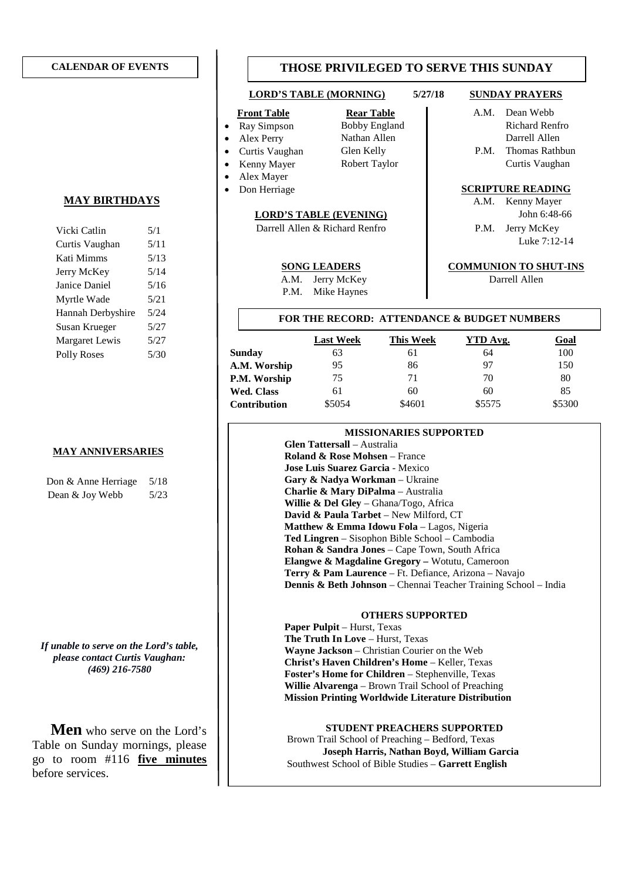## CALENDAR OF EVENTS

### MAY BIRTHDAYS

| | |
|---|---|
| Vicki Catlin | 5/1 |
| Curtis Vaughan | 5/11 |
| Kati Mimms | 5/13 |
| Jerry McKey | 5/14 |
| Janice Daniel | 5/16 |
| Myrtle Wade | 5/21 |
| Hannah Derbyshire | 5/24 |
| Susan Krueger | 5/27 |
| Margaret Lewis | 5/27 |
| Polly Roses | 5/30 |

### MAY ANNIVERSARIES

| | |
|---|---|
| Don & Anne Herriage | 5/18 |
| Dean & Joy Webb | 5/23 |

***If unable to serve on the Lord's table, please contact Curtis Vaughan: (469) 216-7580***

**Men** who serve on the Lord's Table on Sunday mornings, please go to room #116 **five minutes** before services.

## THOSE PRIVILEGED TO SERVE THIS SUNDAY

**LORD'S TABLE (MORNING)** 5/27/18

**Front Table**
- Ray Simpson
- Alex Perry
- Curtis Vaughan
- Kenny Mayer
- Alex Mayer
- Don Herriage

**Rear Table**
Bobby England
Nathan Allen
Glen Kelly
Robert Taylor

**LORD'S TABLE (EVENING)**
Darrell Allen & Richard Renfro

**SONG LEADERS**
A.M. Jerry McKey
P.M. Mike Haynes

**SUNDAY PRAYERS**
A.M. Dean Webb
Richard Renfro
Darrell Allen
P.M. Thomas Rathbun
Curtis Vaughan

**SCRIPTURE READING**
A.M. Kenny Mayer
John 6:48-66
P.M. Jerry McKey
Luke 7:12-14

**COMMUNION TO SHUT-INS**
Darrell Allen

### FOR THE RECORD: ATTENDANCE & BUDGET NUMBERS

| | Last Week | This Week | YTD Avg. | Goal |
|---|---|---|---|---|
| **Sunday** | 63 | 61 | 64 | 100 |
| **A.M. Worship** | 95 | 86 | 97 | 150 |
| **P.M. Worship** | 75 | 71 | 70 | 80 |
| **Wed. Class** | 61 | 60 | 60 | 85 |
| **Contribution** | $5054 | $4601 | $5575 | $5300 |

### MISSIONARIES SUPPORTED

**Glen Tattersall** – Australia
**Roland & Rose Mohsen** – France
**Jose Luis Suarez Garcia** - Mexico
**Gary & Nadya Workman** – Ukraine
**Charlie & Mary DiPalma** – Australia
**Willie & Del Gley** – Ghana/Togo, Africa
**David & Paula Tarbet** – New Milford, CT
**Matthew & Emma Idowu Fola** – Lagos, Nigeria
**Ted Lingren** – Sisophon Bible School – Cambodia
**Rohan & Sandra Jones** – Cape Town, South Africa
**Elangwe & Magdaline Gregory –** Wotutu, Cameroon
**Terry & Pam Laurence** – Ft. Defiance, Arizona – Navajo
**Dennis & Beth Johnson** – Chennai Teacher Training School – India

### OTHERS SUPPORTED

**Paper Pulpit** – Hurst, Texas
**The Truth In Love** – Hurst, Texas
**Wayne Jackson** – Christian Courier on the Web
**Christ's Haven Children's Home** – Keller, Texas
**Foster's Home for Children** – Stephenville, Texas
**Willie Alvarenga** – Brown Trail School of Preaching
**Mission Printing Worldwide Literature Distribution**

### STUDENT PREACHERS SUPPORTED

Brown Trail School of Preaching – Bedford, Texas
**Joseph Harris, Nathan Boyd, William Garcia**
Southwest School of Bible Studies – **Garrett English**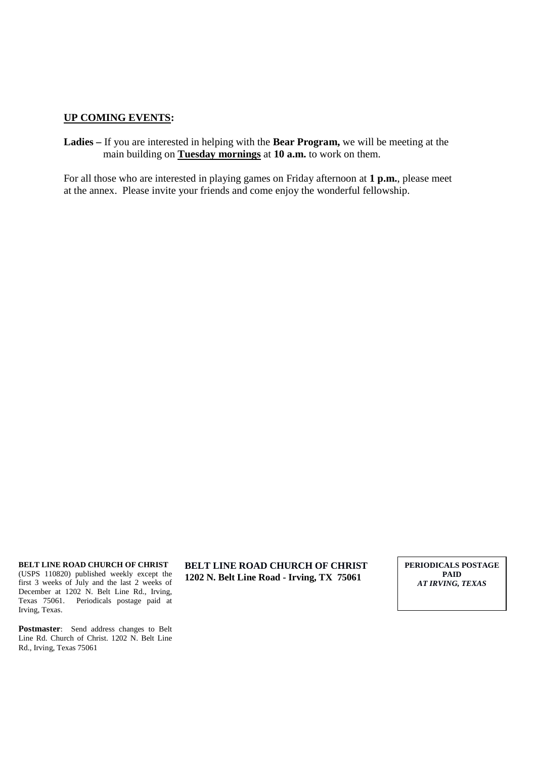**<u>UP COMING EVENTS</u>:**

**Ladies –** If you are interested in helping with the **Bear Program,** we will be meeting at the main building on **<u>Tuesday mornings</u>** at **10 a.m.** to work on them.

For all those who are interested in playing games on Friday afternoon at **1 p.m.**, please meet at the annex. Please invite your friends and come enjoy the wonderful fellowship.

**BELT LINE ROAD CHURCH OF CHRIST** (USPS 110820) published weekly except the first 3 weeks of July and the last 2 weeks of December at 1202 N. Belt Line Rd., Irving, Texas 75061. Periodicals postage paid at Irving, Texas.

**Postmaster**: Send address changes to Belt Line Rd. Church of Christ. 1202 N. Belt Line Rd., Irving, Texas 75061

**BELT LINE ROAD CHURCH OF CHRIST**
**1202 N. Belt Line Road - Irving, TX 75061**

**PERIODICALS POSTAGE PAID**
***AT IRVING, TEXAS***